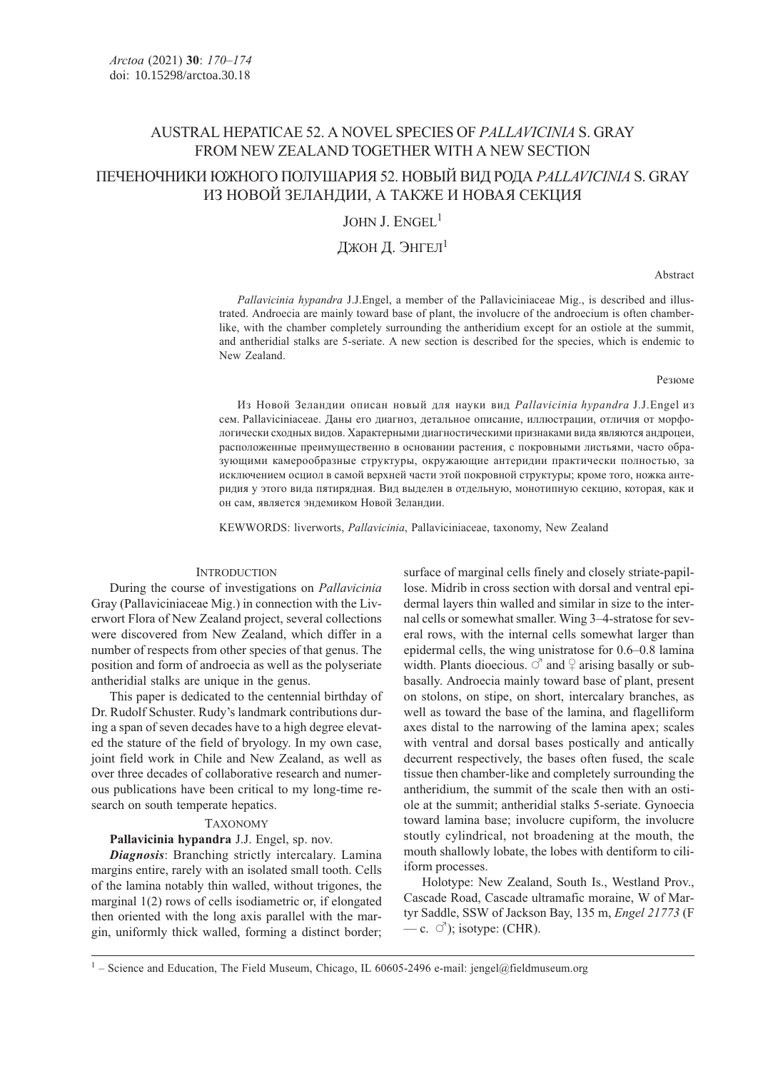# AUSTRAL HEPATICAE 52. A NOVEL SPECIES OF *PALLAVICINIA* S. GRAY FROM NEW ZEALAND TOGETHER WITH A NEW SECTION

# ПЕЧЕНОЧНИКИ ЮЖНОГО ПОЛУШАРИЯ 52. НОВЫЙ ВИД РОДА *PALLAVICINIA* S. GRAY ИЗ НОВОЙ ЗЕЛАНДИИ, А ТАКЖЕ И НОВАЯ СЕКЦИЯ

JOHN J. ENGEL[1]

ДЖОН Д. ЭНГЕЛ[1]

## Abstract

*Pallavicinia hypandra* J.J.Engel, a member of the Pallaviciniaceae Mig., is described and illustrated. Androecia are mainly toward base of plant, the involucre of the androecium is often chamber-like, with the chamber completely surrounding the antheridium except for an ostiole at the summit, and antheridial stalks are 5-seriate. A new section is described for the species, which is endemic to New Zealand.

## Резюме

Из Новой Зеландии описан новый для науки вид *Pallavicinia hypandra* J.J.Engel из сем. Pallaviciniaceae. Даны его диагноз, детальное описание, иллюстрации, отличия от морфологически сходных видов. Характерными диагностическими признаками вида являются андроцеи, расположенные преимущественно в основании растения, с покровными листьями, часто образующими камерообразные структуры, окружающие антеридии практически полностью, за исключением осциол в самой верхней части этой покровной структуры; кроме того, ножка антеридия у этого вида пятирядная. Вид выделен в отдельную, монотипную секцию, которая, как и он сам, является эндемиком Новой Зеландии.

KEWWORDS: liverworts, *Pallavicinia*, Pallaviciniaceae, taxonomy, New Zealand

## INTRODUCTION

During the course of investigations on *Pallavicinia* Gray (Pallaviciniaceae Mig.) in connection with the Liverwort Flora of New Zealand project, several collections were discovered from New Zealand, which differ in a number of respects from other species of that genus. The position and form of androecia as well as the polyseriate antheridial stalks are unique in the genus.

This paper is dedicated to the centennial birthday of Dr. Rudolf Schuster. Rudy's landmark contributions during a span of seven decades have to a high degree elevated the stature of the field of bryology. In my own case, joint field work in Chile and New Zealand, as well as over three decades of collaborative research and numerous publications have been critical to my long-time research on south temperate hepatics.

## TAXONOMY

**Pallavicinia hypandra** J.J. Engel, sp. nov.

***Diagnosis***: Branching strictly intercalary. Lamina margins entire, rarely with an isolated small tooth. Cells of the lamina notably thin walled, without trigones, the marginal 1(2) rows of cells isodiametric or, if elongated then oriented with the long axis parallel with the margin, uniformly thick walled, forming a distinct border; surface of marginal cells finely and closely striate-papillose. Midrib in cross section with dorsal and ventral epidermal layers thin walled and similar in size to the internal cells or somewhat smaller. Wing 3–4-stratose for several rows, with the internal cells somewhat larger than epidermal cells, the wing unistratose for 0.6–0.8 lamina width. Plants dioecious. ♂ and ♀ arising basally or subbasally. Androecia mainly toward base of plant, present on stolons, on stipe, on short, intercalary branches, as well as toward the base of the lamina, and flagelliform axes distal to the narrowing of the lamina apex; scales with ventral and dorsal bases postically and antically decurrent respectively, the bases often fused, the scale tissue then chamber-like and completely surrounding the antheridium, the summit of the scale then with an ostiole at the summit; antheridial stalks 5-seriate. Gynoecia toward lamina base; involucre cupiform, the involucre stoutly cylindrical, not broadening at the mouth, the mouth shallowly lobate, the lobes with dentiform to ciliform processes.

Holotype: New Zealand, South Is., Westland Prov., Cascade Road, Cascade ultramafic moraine, W of Martyr Saddle, SSW of Jackson Bay, 135 m, *Engel 21773* (F — c. ♂); isotype: (CHR).

---

[1] – Science and Education, The Field Museum, Chicago, IL 60605-2496 e-mail: jengel@fieldmuseum.org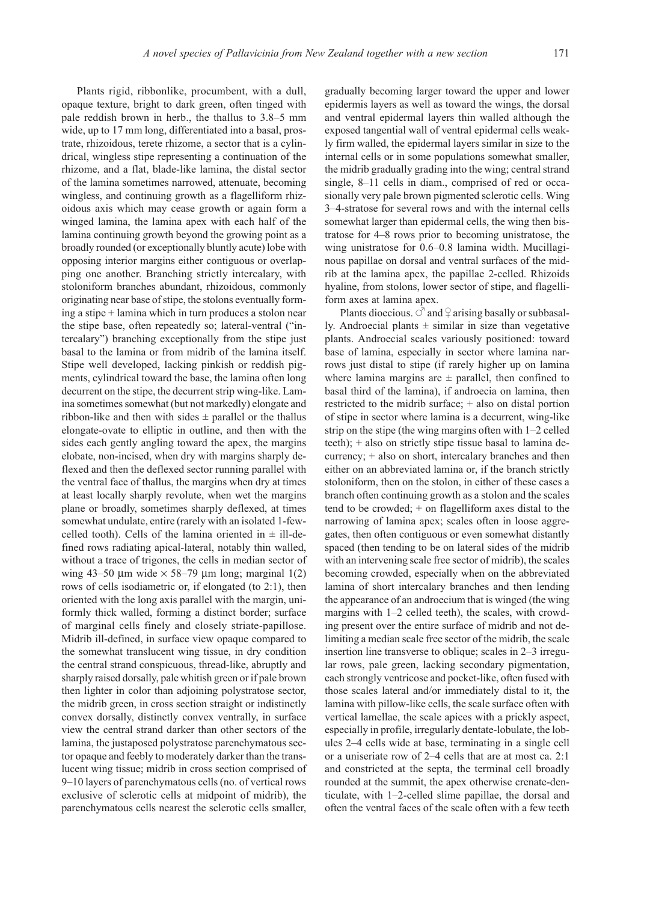Plants rigid, ribbonlike, procumbent, with a dull, opaque texture, bright to dark green, often tinged with pale reddish brown in herb., the thallus to 3.8–5 mm wide, up to 17 mm long, differentiated into a basal, prostrate, rhizoidous, terete rhizome, a sector that is a cylindrical, wingless stipe representing a continuation of the rhizome, and a flat, blade-like lamina, the distal sector of the lamina sometimes narrowed, attenuate, becoming wingless, and continuing growth as a flagelliform rhizoidous axis which may cease growth or again form a winged lamina, the lamina apex with each half of the lamina continuing growth beyond the growing point as a broadly rounded (or exceptionally bluntly acute) lobe with opposing interior margins either contiguous or overlapping one another. Branching strictly intercalary, with stoloniform branches abundant, rhizoidous, commonly originating near base of stipe, the stolons eventually forming a stipe + lamina which in turn produces a stolon near the stipe base, often repeatedly so; lateral-ventral ("intercalary") branching exceptionally from the stipe just basal to the lamina or from midrib of the lamina itself. Stipe well developed, lacking pinkish or reddish pigments, cylindrical toward the base, the lamina often long decurrent on the stipe, the decurrent strip wing-like. Lamina sometimes somewhat (but not markedly) elongate and ribbon-like and then with sides ± parallel or the thallus elongate-ovate to elliptic in outline, and then with the sides each gently angling toward the apex, the margins elobate, non-incised, when dry with margins sharply deflexed and then the deflexed sector running parallel with the ventral face of thallus, the margins when dry at times at least locally sharply revolute, when wet the margins plane or broadly, sometimes sharply deflexed, at times somewhat undulate, entire (rarely with an isolated 1-few-celled tooth). Cells of the lamina oriented in ± ill-defined rows radiating apical-lateral, notably thin walled, without a trace of trigones, the cells in median sector of wing 43–50 µm wide × 58–79 µm long; marginal 1(2) rows of cells isodiametric or, if elongated (to 2:1), then oriented with the long axis parallel with the margin, uniformly thick walled, forming a distinct border; surface of marginal cells finely and closely striate-papillose. Midrib ill-defined, in surface view opaque compared to the somewhat translucent wing tissue, in dry condition the central strand conspicuous, thread-like, abruptly and sharply raised dorsally, pale whitish green or if pale brown then lighter in color than adjoining polystratose sector, the midrib green, in cross section straight or indistinctly convex dorsally, distinctly convex ventrally, in surface view the central strand darker than other sectors of the lamina, the justaposed polystratose parenchymatous sector opaque and feebly to moderately darker than the translucent wing tissue; midrib in cross section comprised of 9–10 layers of parenchymatous cells (no. of vertical rows exclusive of sclerotic cells at midpoint of midrib), the parenchymatous cells nearest the sclerotic cells smaller, gradually becoming larger toward the upper and lower epidermis layers as well as toward the wings, the dorsal and ventral epidermal layers thin walled although the exposed tangential wall of ventral epidermal cells weakly firm walled, the epidermal layers similar in size to the internal cells or in some populations somewhat smaller, the midrib gradually grading into the wing; central strand single, 8–11 cells in diam., comprised of red or occasionally very pale brown pigmented sclerotic cells. Wing 3–4-stratose for several rows and with the internal cells somewhat larger than epidermal cells, the wing then bistratose for 4–8 rows prior to becoming unistratose, the wing unistratose for 0.6–0.8 lamina width. Mucillaginous papillae on dorsal and ventral surfaces of the midrib at the lamina apex, the papillae 2-celled. Rhizoids hyaline, from stolons, lower sector of stipe, and flagelliform axes at lamina apex.

Plants dioecious. ♂ and ♀ arising basally or subbasally. Androecial plants ± similar in size than vegetative plants. Androecial scales variously positioned: toward base of lamina, especially in sector where lamina narrows just distal to stipe (if rarely higher up on lamina where lamina margins are ± parallel, then confined to basal third of the lamina), if androecia on lamina, then restricted to the midrib surface; + also on distal portion of stipe in sector where lamina is a decurrent, wing-like strip on the stipe (the wing margins often with 1–2 celled teeth); + also on strictly stipe tissue basal to lamina decurrency; + also on short, intercalary branches and then either on an abbreviated lamina or, if the branch strictly stoloniform, then on the stolon, in either of these cases a branch often continuing growth as a stolon and the scales tend to be crowded; + on flagelliform axes distal to the narrowing of lamina apex; scales often in loose aggregates, then often contiguous or even somewhat distantly spaced (then tending to be on lateral sides of the midrib with an intervening scale free sector of midrib), the scales becoming crowded, especially when on the abbreviated lamina of short intercalary branches and then lending the appearance of an androecium that is winged (the wing margins with 1–2 celled teeth), the scales, with crowding present over the entire surface of midrib and not delimiting a median scale free sector of the midrib, the scale insertion line transverse to oblique; scales in 2–3 irregular rows, pale green, lacking secondary pigmentation, each strongly ventricose and pocket-like, often fused with those scales lateral and/or immediately distal to it, the lamina with pillow-like cells, the scale surface often with vertical lamellae, the scale apices with a prickly aspect, especially in profile, irregularly dentate-lobulate, the lobules 2–4 cells wide at base, terminating in a single cell or a uniseriate row of 2–4 cells that are at most ca. 2:1 and constricted at the septa, the terminal cell broadly rounded at the summit, the apex otherwise crenate-denticulate, with 1–2-celled slime papillae, the dorsal and often the ventral faces of the scale often with a few teeth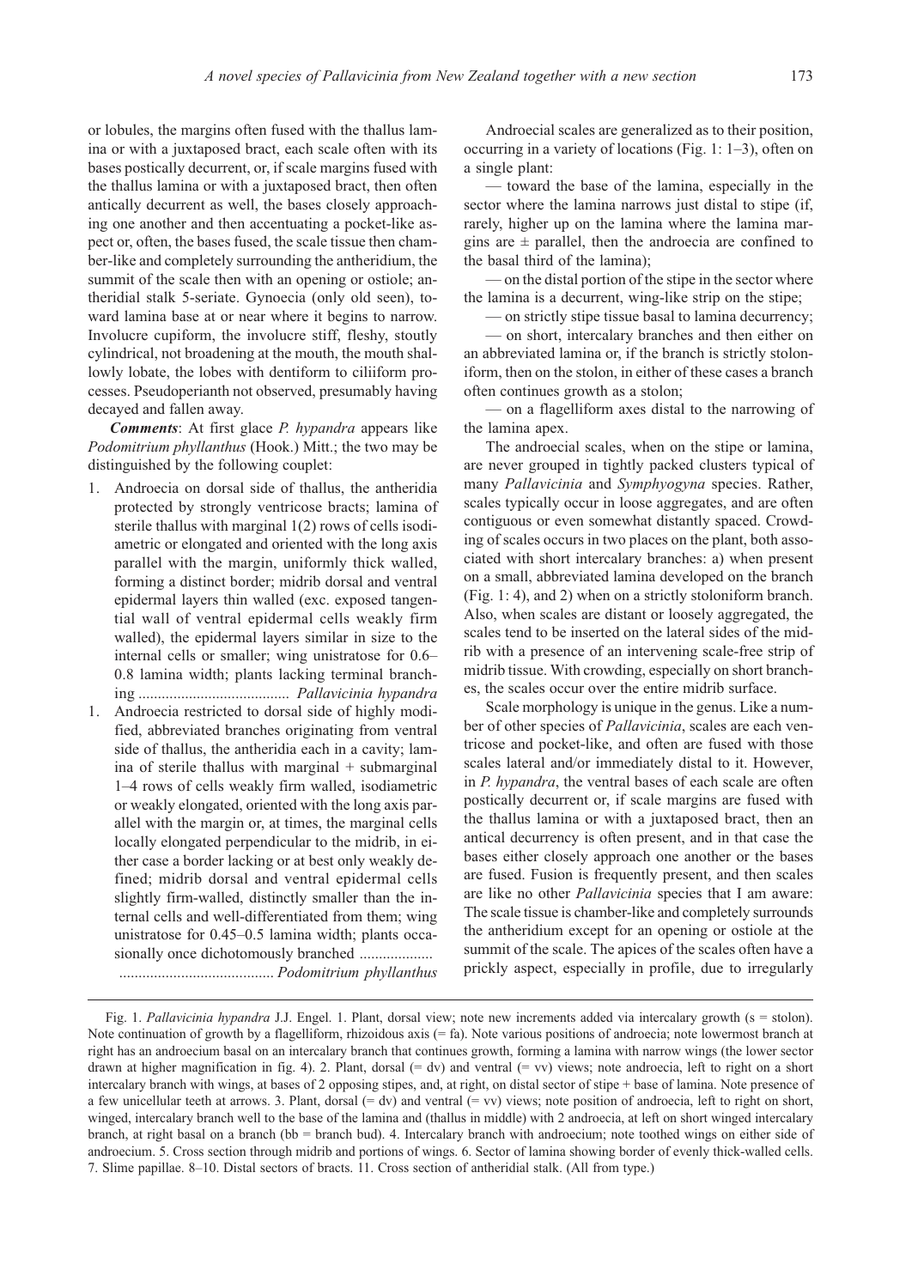or lobules, the margins often fused with the thallus lamina or with a juxtaposed bract, each scale often with its bases postically decurrent, or, if scale margins fused with the thallus lamina or with a juxtaposed bract, then often antically decurrent as well, the bases closely approaching one another and then accentuating a pocket-like aspect or, often, the bases fused, the scale tissue then chamber-like and completely surrounding the antheridium, the summit of the scale then with an opening or ostiole; antheridial stalk 5-seriate. Gynoecia (only old seen), toward lamina base at or near where it begins to narrow. Involucre cupiform, the involucre stiff, fleshy, stoutly cylindrical, not broadening at the mouth, the mouth shallowly lobate, the lobes with dentiform to ciliiform processes. Pseudoperianth not observed, presumably having decayed and fallen away.

***Comments***: At first glace *P. hypandra* appears like *Podomitrium phyllanthus* (Hook.) Mitt.; the two may be distinguished by the following couplet:

1. Androecia on dorsal side of thallus, the antheridia protected by strongly ventricose bracts; lamina of sterile thallus with marginal 1(2) rows of cells isodiametric or elongated and oriented with the long axis parallel with the margin, uniformly thick walled, forming a distinct border; midrib dorsal and ventral epidermal layers thin walled (exc. exposed tangential wall of ventral epidermal cells weakly firm walled), the epidermal layers similar in size to the internal cells or smaller; wing unistratose for 0.6–0.8 lamina width; plants lacking terminal branching ....................................... *Pallavicinia hypandra*
1. Androecia restricted to dorsal side of highly modified, abbreviated branches originating from ventral side of thallus, the antheridia each in a cavity; lamina of sterile thallus with marginal + submarginal 1–4 rows of cells weakly firm walled, isodiametric or weakly elongated, oriented with the long axis parallel with the margin or, at times, the marginal cells locally elongated perpendicular to the midrib, in either case a border lacking or at best only weakly defined; midrib dorsal and ventral epidermal cells slightly firm-walled, distinctly smaller than the internal cells and well-differentiated from them; wing unistratose for 0.45–0.5 lamina width; plants occasionally once dichotomously branched ........................................................... *Podomitrium phyllanthus*

Androecial scales are generalized as to their position, occurring in a variety of locations (Fig. 1: 1–3), often on a single plant:

— toward the base of the lamina, especially in the sector where the lamina narrows just distal to stipe (if, rarely, higher up on the lamina where the lamina margins are ± parallel, then the androecia are confined to the basal third of the lamina);

— on the distal portion of the stipe in the sector where the lamina is a decurrent, wing-like strip on the stipe;

— on strictly stipe tissue basal to lamina decurrency;

— on short, intercalary branches and then either on an abbreviated lamina or, if the branch is strictly stoloniform, then on the stolon, in either of these cases a branch often continues growth as a stolon;

— on a flagelliform axes distal to the narrowing of the lamina apex.

The androecial scales, when on the stipe or lamina, are never grouped in tightly packed clusters typical of many *Pallavicinia* and *Symphyogyna* species. Rather, scales typically occur in loose aggregates, and are often contiguous or even somewhat distantly spaced. Crowding of scales occurs in two places on the plant, both associated with short intercalary branches: a) when present on a small, abbreviated lamina developed on the branch (Fig. 1: 4), and 2) when on a strictly stoloniform branch. Also, when scales are distant or loosely aggregated, the scales tend to be inserted on the lateral sides of the midrib with a presence of an intervening scale-free strip of midrib tissue. With crowding, especially on short branches, the scales occur over the entire midrib surface.

Scale morphology is unique in the genus. Like a number of other species of *Pallavicinia*, scales are each ventricose and pocket-like, and often are fused with those scales lateral and/or immediately distal to it. However, in *P. hypandra*, the ventral bases of each scale are often postically decurrent or, if scale margins are fused with the thallus lamina or with a juxtaposed bract, then an antical decurrency is often present, and in that case the bases either closely approach one another or the bases are fused. Fusion is frequently present, and then scales are like no other *Pallavicinia* species that I am aware: The scale tissue is chamber-like and completely surrounds the antheridium except for an opening or ostiole at the summit of the scale. The apices of the scales often have a prickly aspect, especially in profile, due to irregularly

Fig. 1. *Pallavicinia hypandra* J.J. Engel. 1. Plant, dorsal view; note new increments added via intercalary growth (s = stolon). Note continuation of growth by a flagelliform, rhizoidous axis (= fa). Note various positions of androecia; note lowermost branch at right has an androecium basal on an intercalary branch that continues growth, forming a lamina with narrow wings (the lower sector drawn at higher magnification in fig. 4). 2. Plant, dorsal (= dv) and ventral (= vv) views; note androecia, left to right on a short intercalary branch with wings, at bases of 2 opposing stipes, and, at right, on distal sector of stipe + base of lamina. Note presence of a few unicellular teeth at arrows. 3. Plant, dorsal (= dv) and ventral (= vv) views; note position of androecia, left to right on short, winged, intercalary branch well to the base of the lamina and (thallus in middle) with 2 androecia, at left on short winged intercalary branch, at right basal on a branch (bb = branch bud). 4. Intercalary branch with androecium; note toothed wings on either side of androecium. 5. Cross section through midrib and portions of wings. 6. Sector of lamina showing border of evenly thick-walled cells. 7. Slime papillae. 8–10. Distal sectors of bracts. 11. Cross section of antheridial stalk. (All from type.)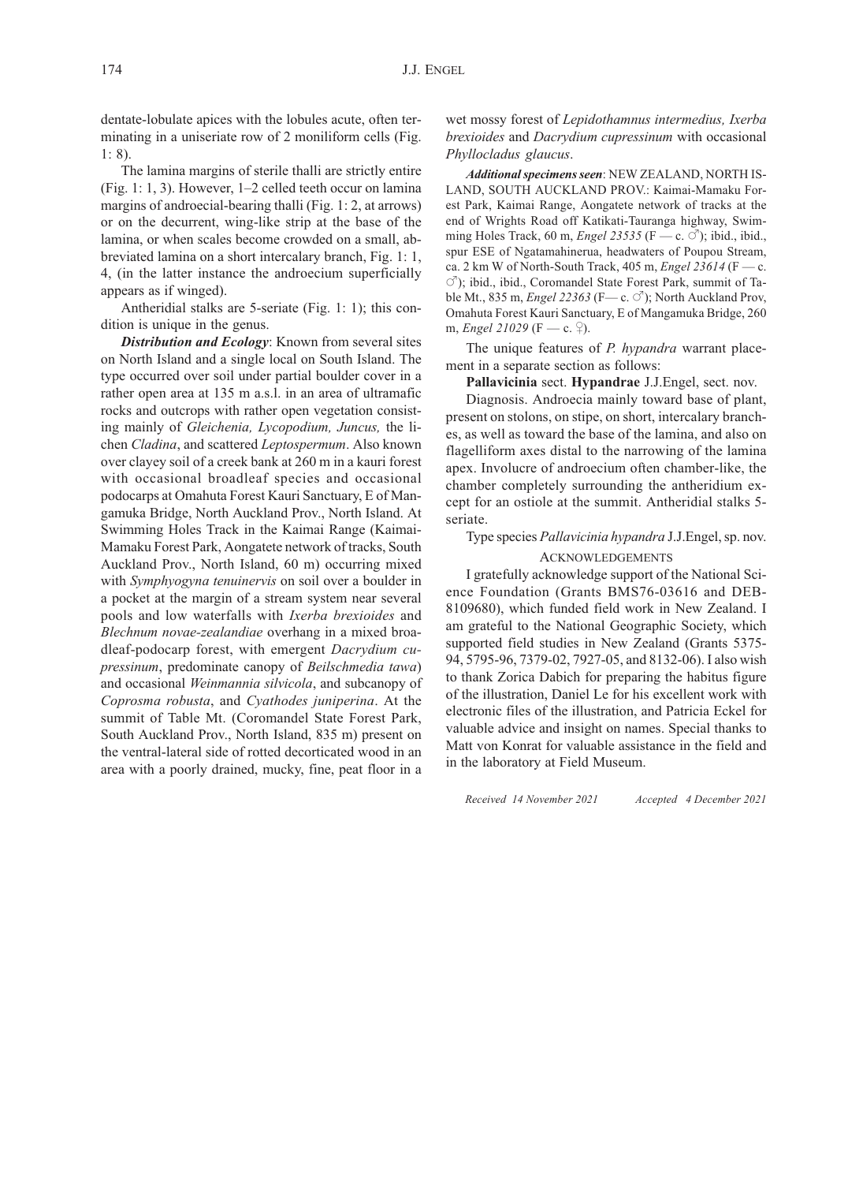dentate-lobulate apices with the lobules acute, often terminating in a uniseriate row of 2 moniliform cells (Fig. 1: 8).

The lamina margins of sterile thalli are strictly entire (Fig. 1: 1, 3). However, 1–2 celled teeth occur on lamina margins of androecial-bearing thalli (Fig. 1: 2, at arrows) or on the decurrent, wing-like strip at the base of the lamina, or when scales become crowded on a small, abbreviated lamina on a short intercalary branch, Fig. 1: 1, 4, (in the latter instance the androecium superficially appears as if winged).

Antheridial stalks are 5-seriate (Fig. 1: 1); this condition is unique in the genus.

***Distribution and Ecology***: Known from several sites on North Island and a single local on South Island. The type occurred over soil under partial boulder cover in a rather open area at 135 m a.s.l. in an area of ultramafic rocks and outcrops with rather open vegetation consisting mainly of *Gleichenia, Lycopodium, Juncus,* the lichen *Cladina*, and scattered *Leptospermum*. Also known over clayey soil of a creek bank at 260 m in a kauri forest with occasional broadleaf species and occasional podocarps at Omahuta Forest Kauri Sanctuary, E of Mangamuka Bridge, North Auckland Prov., North Island. At Swimming Holes Track in the Kaimai Range (Kaimai-Mamaku Forest Park, Aongatete network of tracks, South Auckland Prov., North Island, 60 m) occurring mixed with *Symphyogyna tenuinervis* on soil over a boulder in a pocket at the margin of a stream system near several pools and low waterfalls with *Ixerba brexioides* and *Blechnum novae-zealandiae* overhang in a mixed broadleaf-podocarp forest, with emergent *Dacrydium cupressinum*, predominate canopy of *Beilschmedia tawa*) and occasional *Weinmannia silvicola*, and subcanopy of *Coprosma robusta*, and *Cyathodes juniperina*. At the summit of Table Mt. (Coromandel State Forest Park, South Auckland Prov., North Island, 835 m) present on the ventral-lateral side of rotted decorticated wood in an area with a poorly drained, mucky, fine, peat floor in a wet mossy forest of *Lepidothamnus intermedius, Ixerba brexioides* and *Dacrydium cupressinum* with occasional *Phyllocladus glaucus*.

***Additional specimens seen***: NEW ZEALAND, NORTH ISLAND, SOUTH AUCKLAND PROV.: Kaimai-Mamaku Forest Park, Kaimai Range, Aongatete network of tracks at the end of Wrights Road off Katikati-Tauranga highway, Swimming Holes Track, 60 m, *Engel 23535* (F — c. ♂); ibid., ibid., spur ESE of Ngatamahinerua, headwaters of Poupou Stream, ca. 2 km W of North-South Track, 405 m, *Engel 23614* (F — c. ♂); ibid., ibid., Coromandel State Forest Park, summit of Table Mt., 835 m, *Engel 22363* (F— c. ♂); North Auckland Prov, Omahuta Forest Kauri Sanctuary, E of Mangamuka Bridge, 260 m, *Engel 21029* (F — c. ♀).

The unique features of *P. hypandra* warrant placement in a separate section as follows:

**Pallavicinia** sect. **Hypandrae** J.J.Engel, sect. nov.

Diagnosis. Androecia mainly toward base of plant, present on stolons, on stipe, on short, intercalary branches, as well as toward the base of the lamina, and also on flagelliform axes distal to the narrowing of the lamina apex. Involucre of androecium often chamber-like, the chamber completely surrounding the antheridium except for an ostiole at the summit. Antheridial stalks 5-seriate.

Type species *Pallavicinia hypandra* J.J.Engel, sp. nov.

## Acknowledgements

I gratefully acknowledge support of the National Science Foundation (Grants BMS76-03616 and DEB-8109680), which funded field work in New Zealand. I am grateful to the National Geographic Society, which supported field studies in New Zealand (Grants 5375-94, 5795-96, 7379-02, 7927-05, and 8132-06). I also wish to thank Zorica Dabich for preparing the habitus figure of the illustration, Daniel Le for his excellent work with electronic files of the illustration, and Patricia Eckel for valuable advice and insight on names. Special thanks to Matt von Konrat for valuable assistance in the field and in the laboratory at Field Museum.

*Received 14 November 2021* *Accepted 4 December 2021*